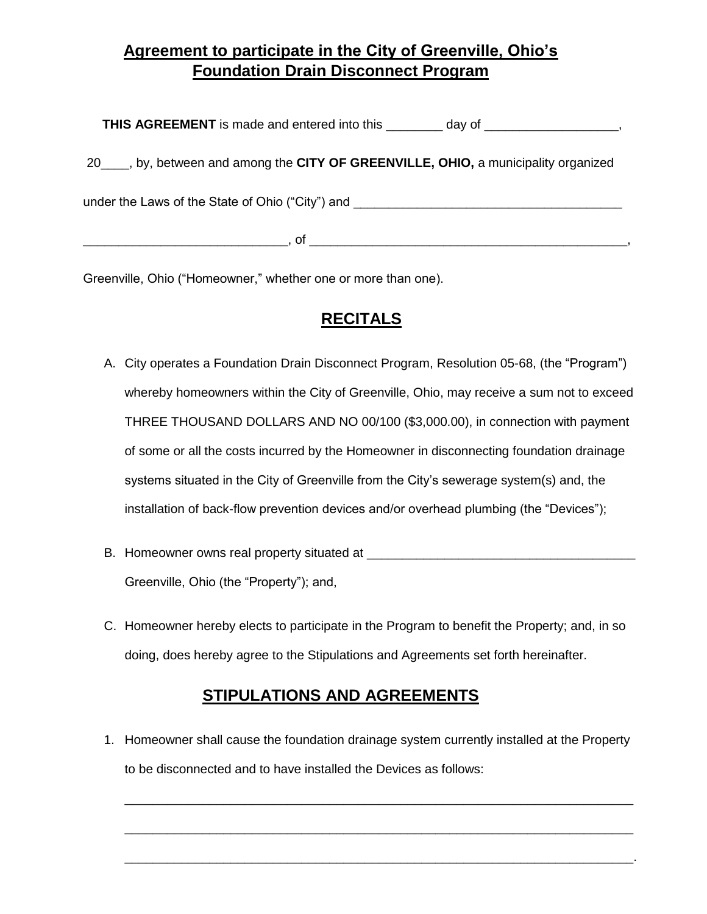## **Agreement to participate in the City of Greenville, Ohio's Foundation Drain Disconnect Program**

**THIS AGREEMENT** is made and entered into this ________ day of ___________________, 20____, by, between and among the **CITY OF GREENVILLE, OHIO,** a municipality organized under the Laws of the State of Ohio ("City") and ______________________________________ ____________________________, of _____________________________________________, Greenville, Ohio ("Homeowner," whether one or more than one).

## **RECITALS**

A. City operates a Foundation Drain Disconnect Program, Resolution 05-68, (the "Program") whereby homeowners within the City of Greenville, Ohio, may receive a sum not to exceed THREE THOUSAND DOLLARS AND NO 00/100 ($3,000.00), in connection with payment of some or all the costs incurred by the Homeowner in disconnecting foundation drainage systems situated in the City of Greenville from the City's sewerage system(s) and, the installation of back-flow prevention devices and/or overhead plumbing (the "Devices");

B. Homeowner owns real property situated at ______________________________________ Greenville, Ohio (the "Property"); and,

C. Homeowner hereby elects to participate in the Program to benefit the Property; and, in so doing, does hereby agree to the Stipulations and Agreements set forth hereinafter.

## **STIPULATIONS AND AGREEMENTS**

1. Homeowner shall cause the foundation drainage system currently installed at the Property to be disconnected and to have installed the Devices as follows:

   ___________________________________________________________________________

   ___________________________________________________________________________

   ___________________________________________________________________________.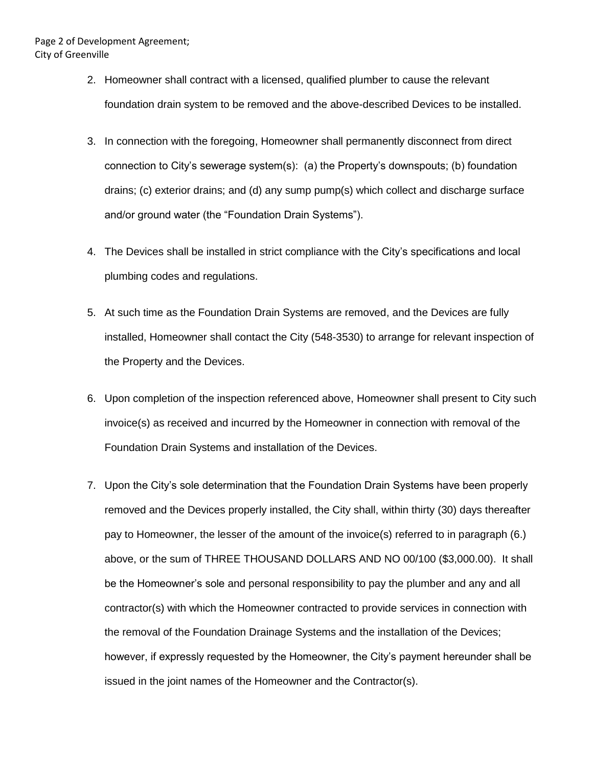2. Homeowner shall contract with a licensed, qualified plumber to cause the relevant foundation drain system to be removed and the above-described Devices to be installed.

3. In connection with the foregoing, Homeowner shall permanently disconnect from direct connection to City's sewerage system(s): (a) the Property's downspouts; (b) foundation drains; (c) exterior drains; and (d) any sump pump(s) which collect and discharge surface and/or ground water (the "Foundation Drain Systems").

4. The Devices shall be installed in strict compliance with the City's specifications and local plumbing codes and regulations.

5. At such time as the Foundation Drain Systems are removed, and the Devices are fully installed, Homeowner shall contact the City (548-3530) to arrange for relevant inspection of the Property and the Devices.

6. Upon completion of the inspection referenced above, Homeowner shall present to City such invoice(s) as received and incurred by the Homeowner in connection with removal of the Foundation Drain Systems and installation of the Devices.

7. Upon the City's sole determination that the Foundation Drain Systems have been properly removed and the Devices properly installed, the City shall, within thirty (30) days thereafter pay to Homeowner, the lesser of the amount of the invoice(s) referred to in paragraph (6.) above, or the sum of THREE THOUSAND DOLLARS AND NO 00/100 ($3,000.00). It shall be the Homeowner's sole and personal responsibility to pay the plumber and any and all contractor(s) with which the Homeowner contracted to provide services in connection with the removal of the Foundation Drainage Systems and the installation of the Devices; however, if expressly requested by the Homeowner, the City's payment hereunder shall be issued in the joint names of the Homeowner and the Contractor(s).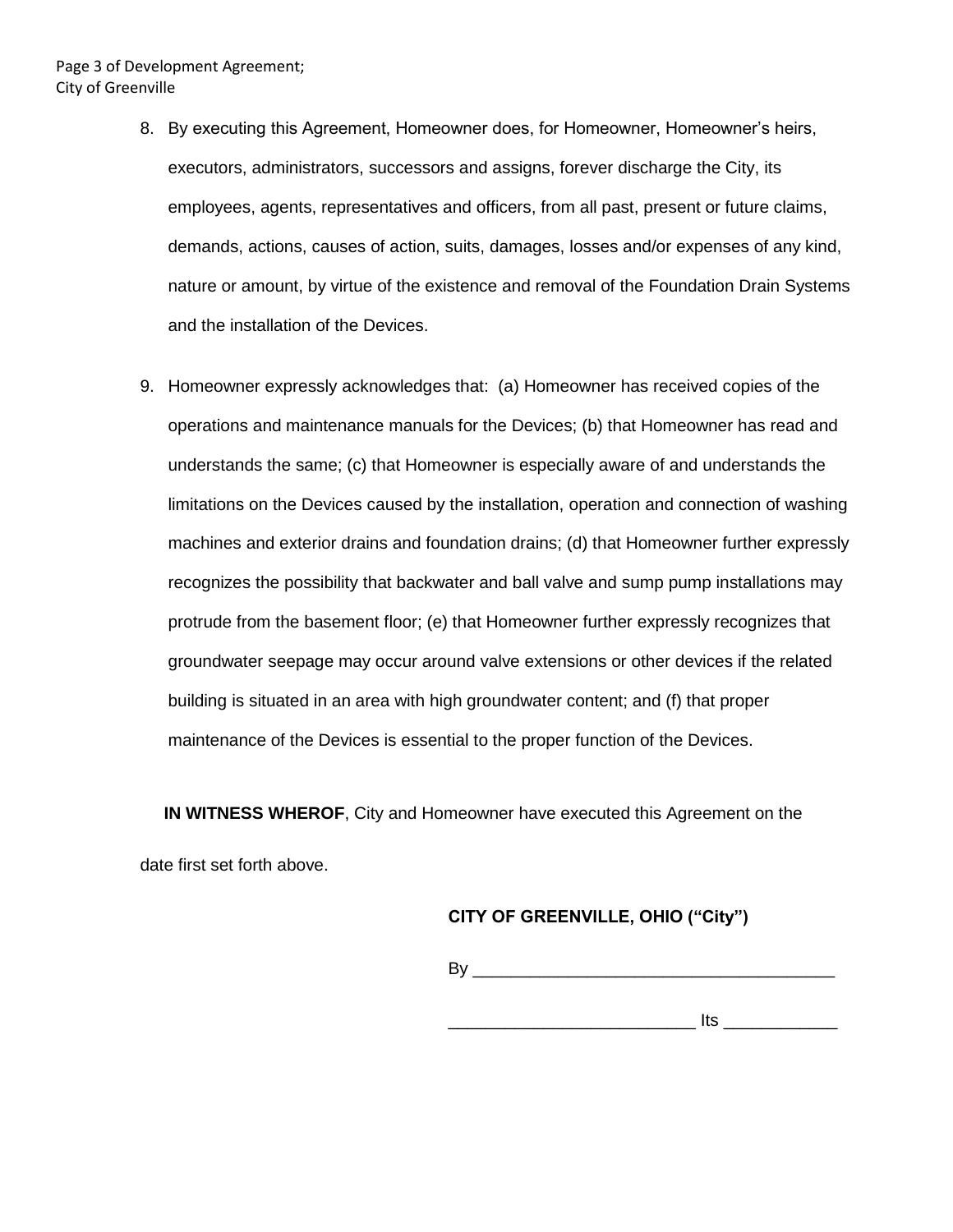8. By executing this Agreement, Homeowner does, for Homeowner, Homeowner's heirs, executors, administrators, successors and assigns, forever discharge the City, its employees, agents, representatives and officers, from all past, present or future claims, demands, actions, causes of action, suits, damages, losses and/or expenses of any kind, nature or amount, by virtue of the existence and removal of the Foundation Drain Systems and the installation of the Devices.

9. Homeowner expressly acknowledges that: (a) Homeowner has received copies of the operations and maintenance manuals for the Devices; (b) that Homeowner has read and understands the same; (c) that Homeowner is especially aware of and understands the limitations on the Devices caused by the installation, operation and connection of washing machines and exterior drains and foundation drains; (d) that Homeowner further expressly recognizes the possibility that backwater and ball valve and sump pump installations may protrude from the basement floor; (e) that Homeowner further expressly recognizes that groundwater seepage may occur around valve extensions or other devices if the related building is situated in an area with high groundwater content; and (f) that proper maintenance of the Devices is essential to the proper function of the Devices.

**IN WITNESS WHEROF**, City and Homeowner have executed this Agreement on the date first set forth above.

**CITY OF GREENVILLE, OHIO ("City")**

By ______________________________________

__________________________ Its ____________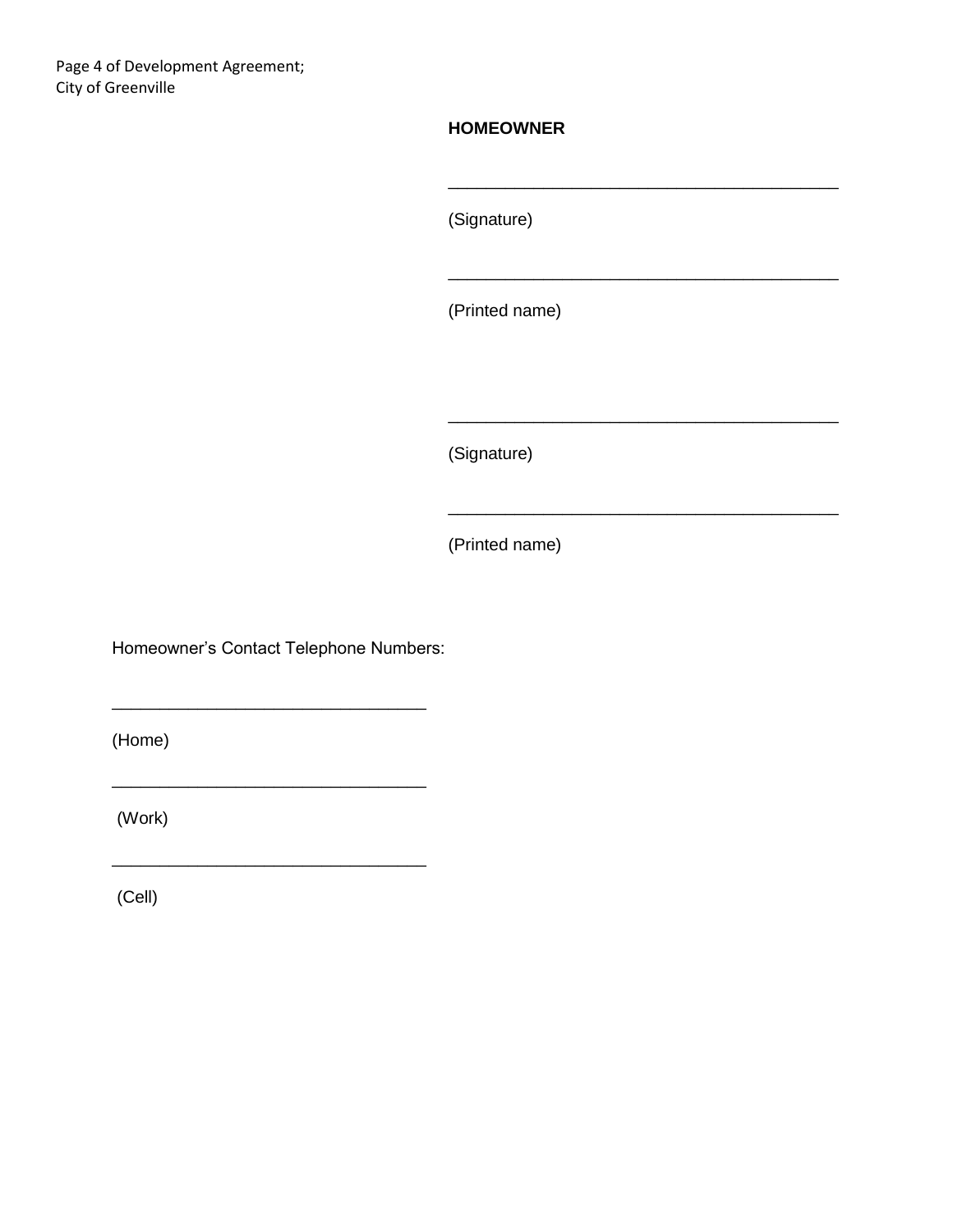**HOMEOWNER**

\_\_\_\_\_\_\_\_\_\_\_\_\_\_\_\_\_\_\_\_\_\_\_\_\_\_\_\_\_\_\_\_\_\_\_\_\_\_\_\_

(Signature)

\_\_\_\_\_\_\_\_\_\_\_\_\_\_\_\_\_\_\_\_\_\_\_\_\_\_\_\_\_\_\_\_\_\_\_\_\_\_\_\_

(Printed name)

\_\_\_\_\_\_\_\_\_\_\_\_\_\_\_\_\_\_\_\_\_\_\_\_\_\_\_\_\_\_\_\_\_\_\_\_\_\_\_\_

(Signature)

\_\_\_\_\_\_\_\_\_\_\_\_\_\_\_\_\_\_\_\_\_\_\_\_\_\_\_\_\_\_\_\_\_\_\_\_\_\_\_\_

(Printed name)

Homeowner's Contact Telephone Numbers:

\_\_\_\_\_\_\_\_\_\_\_\_\_\_\_\_\_\_\_\_\_\_\_\_\_\_\_\_\_\_\_\_

(Home)

\_\_\_\_\_\_\_\_\_\_\_\_\_\_\_\_\_\_\_\_\_\_\_\_\_\_\_\_\_\_\_\_

(Work)

\_\_\_\_\_\_\_\_\_\_\_\_\_\_\_\_\_\_\_\_\_\_\_\_\_\_\_\_\_\_\_\_

(Cell)